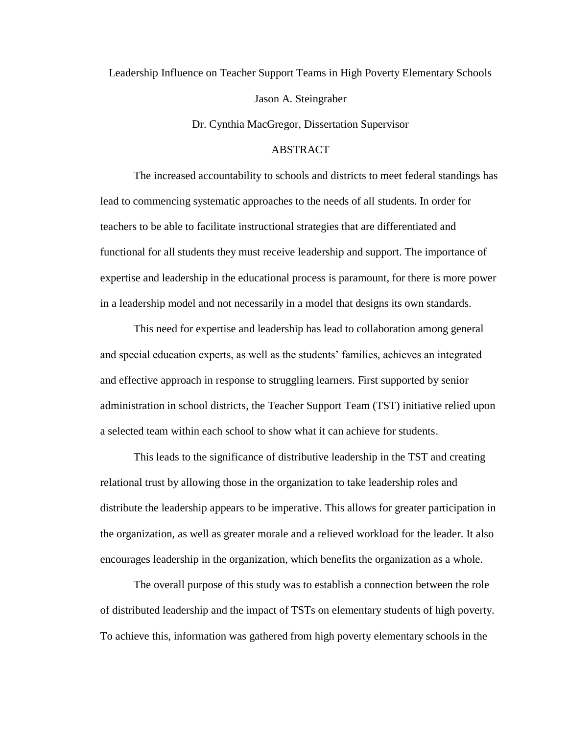Leadership Influence on Teacher Support Teams in High Poverty Elementary Schools

Jason A. Steingraber

Dr. Cynthia MacGregor, Dissertation Supervisor

## ABSTRACT

The increased accountability to schools and districts to meet federal standings has lead to commencing systematic approaches to the needs of all students. In order for teachers to be able to facilitate instructional strategies that are differentiated and functional for all students they must receive leadership and support. The importance of expertise and leadership in the educational process is paramount, for there is more power in a leadership model and not necessarily in a model that designs its own standards.

This need for expertise and leadership has lead to collaboration among general and special education experts, as well as the students' families, achieves an integrated and effective approach in response to struggling learners. First supported by senior administration in school districts, the Teacher Support Team (TST) initiative relied upon a selected team within each school to show what it can achieve for students.

This leads to the significance of distributive leadership in the TST and creating relational trust by allowing those in the organization to take leadership roles and distribute the leadership appears to be imperative. This allows for greater participation in the organization, as well as greater morale and a relieved workload for the leader. It also encourages leadership in the organization, which benefits the organization as a whole.

The overall purpose of this study was to establish a connection between the role of distributed leadership and the impact of TSTs on elementary students of high poverty. To achieve this, information was gathered from high poverty elementary schools in the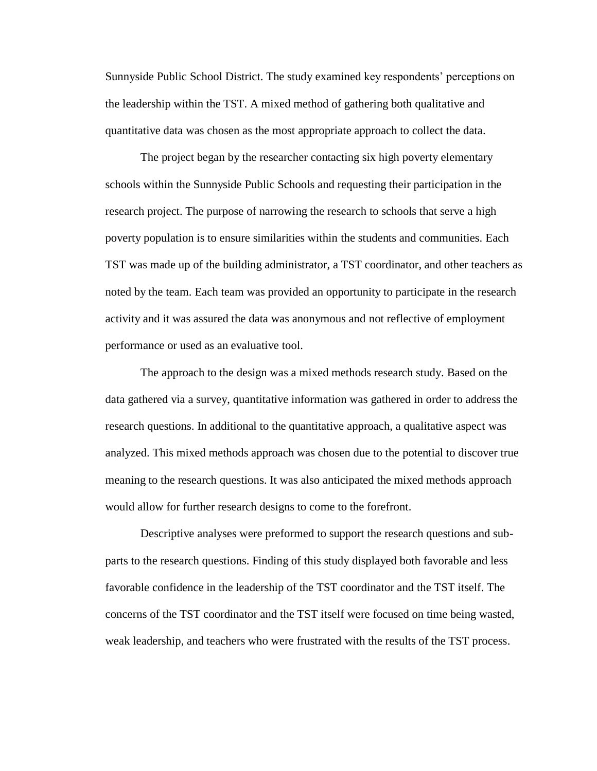Sunnyside Public School District. The study examined key respondents' perceptions on the leadership within the TST. A mixed method of gathering both qualitative and quantitative data was chosen as the most appropriate approach to collect the data.

The project began by the researcher contacting six high poverty elementary schools within the Sunnyside Public Schools and requesting their participation in the research project. The purpose of narrowing the research to schools that serve a high poverty population is to ensure similarities within the students and communities. Each TST was made up of the building administrator, a TST coordinator, and other teachers as noted by the team. Each team was provided an opportunity to participate in the research activity and it was assured the data was anonymous and not reflective of employment performance or used as an evaluative tool.

The approach to the design was a mixed methods research study. Based on the data gathered via a survey, quantitative information was gathered in order to address the research questions. In additional to the quantitative approach, a qualitative aspect was analyzed. This mixed methods approach was chosen due to the potential to discover true meaning to the research questions. It was also anticipated the mixed methods approach would allow for further research designs to come to the forefront.

Descriptive analyses were preformed to support the research questions and sub-parts to the research questions. Finding of this study displayed both favorable and less favorable confidence in the leadership of the TST coordinator and the TST itself. The concerns of the TST coordinator and the TST itself were focused on time being wasted, weak leadership, and teachers who were frustrated with the results of the TST process.